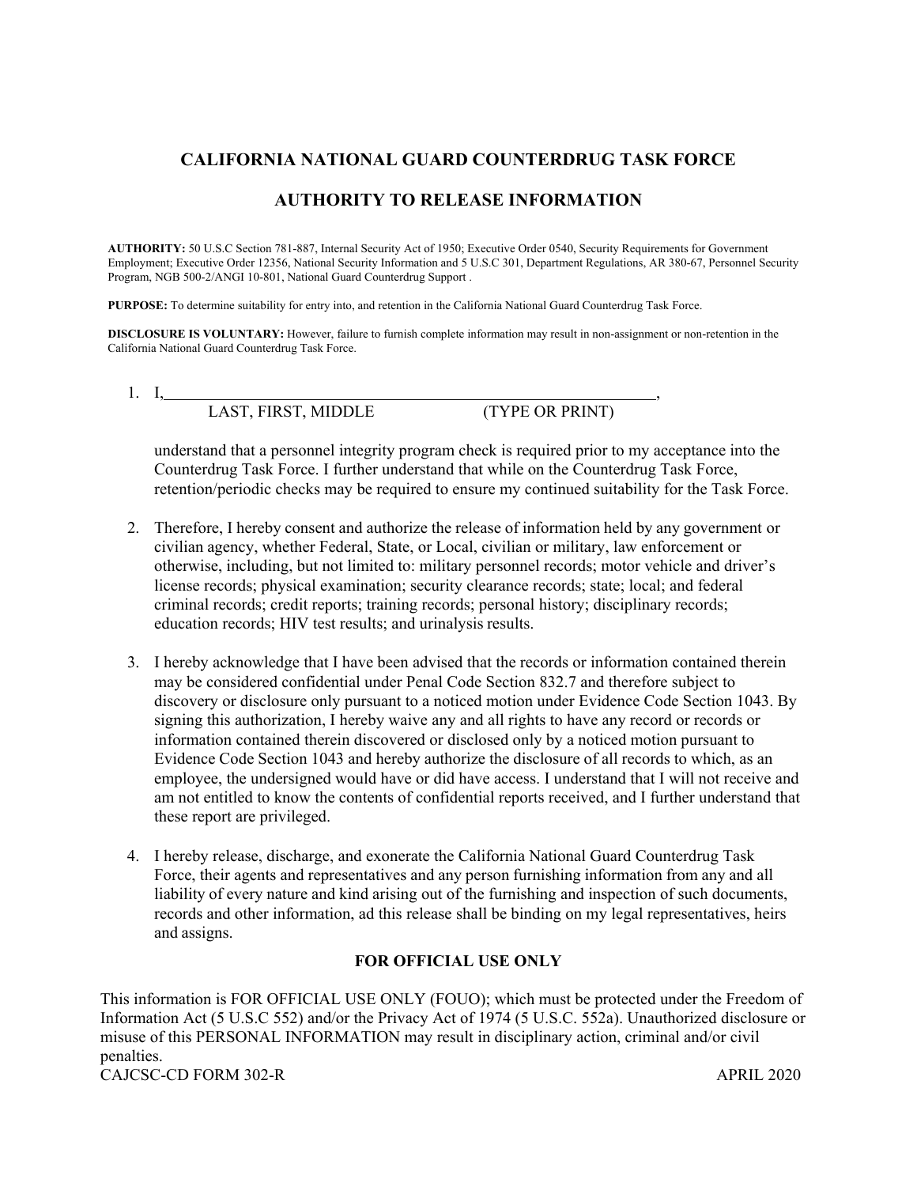# CALIFORNIA NATIONAL GUARD COUNTERDRUG TASK FORCE

## AUTHORITY TO RELEASE INFORMATION

**AUTHORITY:** 50 U.S.C Section 781-887, Internal Security Act of 1950; Executive Order 0540, Security Requirements for Government Employment; Executive Order 12356, National Security Information and 5 U.S.C 301, Department Regulations, AR 380-67, Personnel Security Program, NGB 500-2/ANGI 10-801, National Guard Counterdrug Support .

**PURPOSE:** To determine suitability for entry into, and retention in the California National Guard Counterdrug Task Force.

**DISCLOSURE IS VOLUNTARY:** However, failure to furnish complete information may result in non-assignment or non-retention in the California National Guard Counterdrug Task Force.

1. I,_______________________________________________________________,
   LAST, FIRST, MIDDLE (TYPE OR PRINT)

   understand that a personnel integrity program check is required prior to my acceptance into the Counterdrug Task Force. I further understand that while on the Counterdrug Task Force, retention/periodic checks may be required to ensure my continued suitability for the Task Force.

2. Therefore, I hereby consent and authorize the release of information held by any government or civilian agency, whether Federal, State, or Local, civilian or military, law enforcement or otherwise, including, but not limited to: military personnel records; motor vehicle and driver's license records; physical examination; security clearance records; state; local; and federal criminal records; credit reports; training records; personal history; disciplinary records; education records; HIV test results; and urinalysis results.

3. I hereby acknowledge that I have been advised that the records or information contained therein may be considered confidential under Penal Code Section 832.7 and therefore subject to discovery or disclosure only pursuant to a noticed motion under Evidence Code Section 1043. By signing this authorization, I hereby waive any and all rights to have any record or records or information contained therein discovered or disclosed only by a noticed motion pursuant to Evidence Code Section 1043 and hereby authorize the disclosure of all records to which, as an employee, the undersigned would have or did have access. I understand that I will not receive and am not entitled to know the contents of confidential reports received, and I further understand that these report are privileged.

4. I hereby release, discharge, and exonerate the California National Guard Counterdrug Task Force, their agents and representatives and any person furnishing information from any and all liability of every nature and kind arising out of the furnishing and inspection of such documents, records and other information, ad this release shall be binding on my legal representatives, heirs and assigns.

**FOR OFFICIAL USE ONLY**

This information is FOR OFFICIAL USE ONLY (FOUO); which must be protected under the Freedom of Information Act (5 U.S.C 552) and/or the Privacy Act of 1974 (5 U.S.C. 552a). Unauthorized disclosure or misuse of this PERSONAL INFORMATION may result in disciplinary action, criminal and/or civil penalties.

CAJCSC-CD FORM 302-R APRIL 2020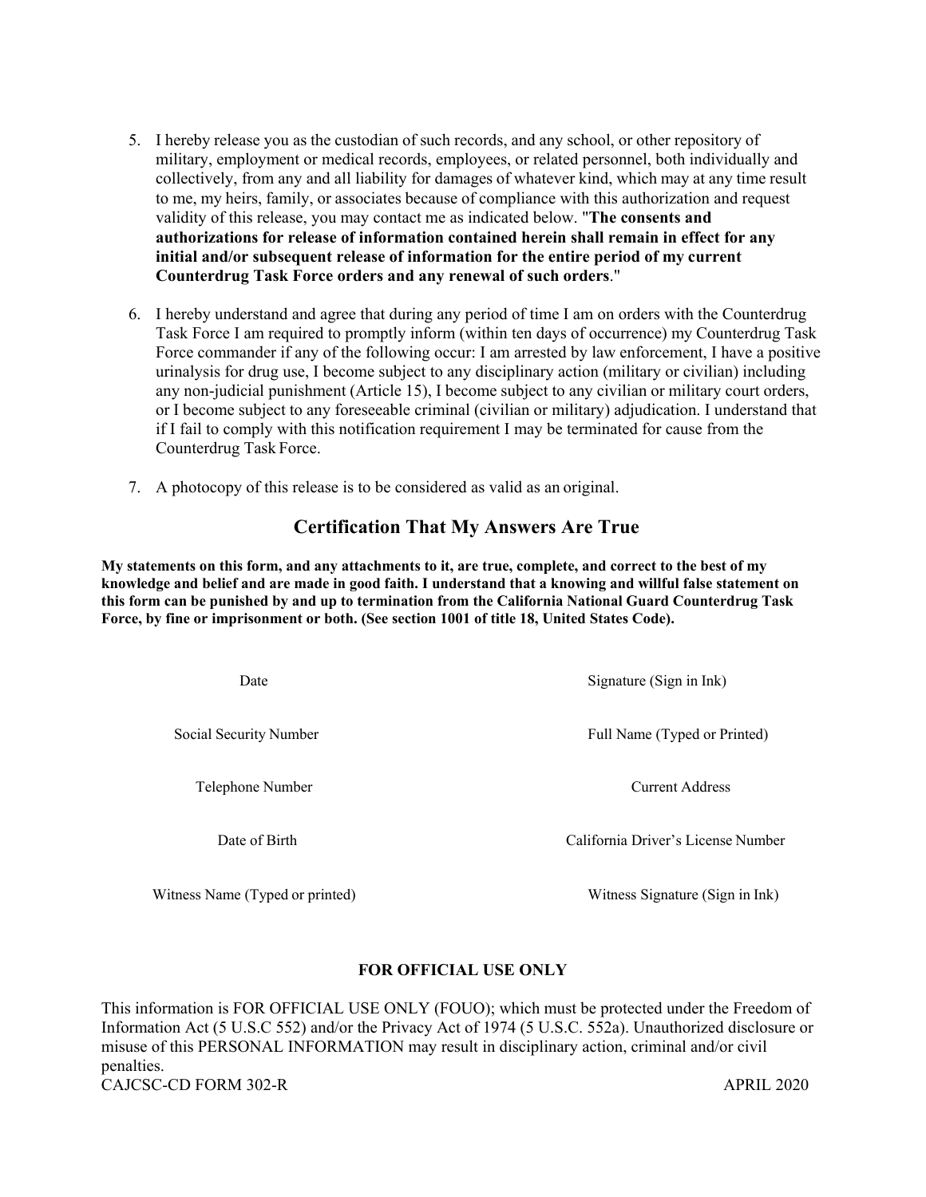5. I hereby release you as the custodian of such records, and any school, or other repository of military, employment or medical records, employees, or related personnel, both individually and collectively, from any and all liability for damages of whatever kind, which may at any time result to me, my heirs, family, or associates because of compliance with this authorization and request validity of this release, you may contact me as indicated below. "**The consents and authorizations for release of information contained herein shall remain in effect for any initial and/or subsequent release of information for the entire period of my current Counterdrug Task Force orders and any renewal of such orders**."

6. I hereby understand and agree that during any period of time I am on orders with the Counterdrug Task Force I am required to promptly inform (within ten days of occurrence) my Counterdrug Task Force commander if any of the following occur: I am arrested by law enforcement, I have a positive urinalysis for drug use, I become subject to any disciplinary action (military or civilian) including any non-judicial punishment (Article 15), I become subject to any civilian or military court orders, or I become subject to any foreseeable criminal (civilian or military) adjudication. I understand that if I fail to comply with this notification requirement I may be terminated for cause from the Counterdrug Task Force.

7. A photocopy of this release is to be considered as valid as an original.

## Certification That My Answers Are True

**My statements on this form, and any attachments to it, are true, complete, and correct to the best of my knowledge and belief and are made in good faith. I understand that a knowing and willful false statement on this form can be punished by and up to termination from the California National Guard Counterdrug Task Force, by fine or imprisonment or both. (See section 1001 of title 18, United States Code).**

| | |
|---|---|
| Date | Signature (Sign in Ink) |
| Social Security Number | Full Name (Typed or Printed) |
| Telephone Number | Current Address |
| Date of Birth | California Driver's License Number |
| Witness Name (Typed or printed) | Witness Signature (Sign in Ink) |

**FOR OFFICIAL USE ONLY**

This information is FOR OFFICIAL USE ONLY (FOUO); which must be protected under the Freedom of Information Act (5 U.S.C 552) and/or the Privacy Act of 1974 (5 U.S.C. 552a). Unauthorized disclosure or misuse of this PERSONAL INFORMATION may result in disciplinary action, criminal and/or civil penalties.

CAJCSC-CD FORM 302-R APRIL 2020